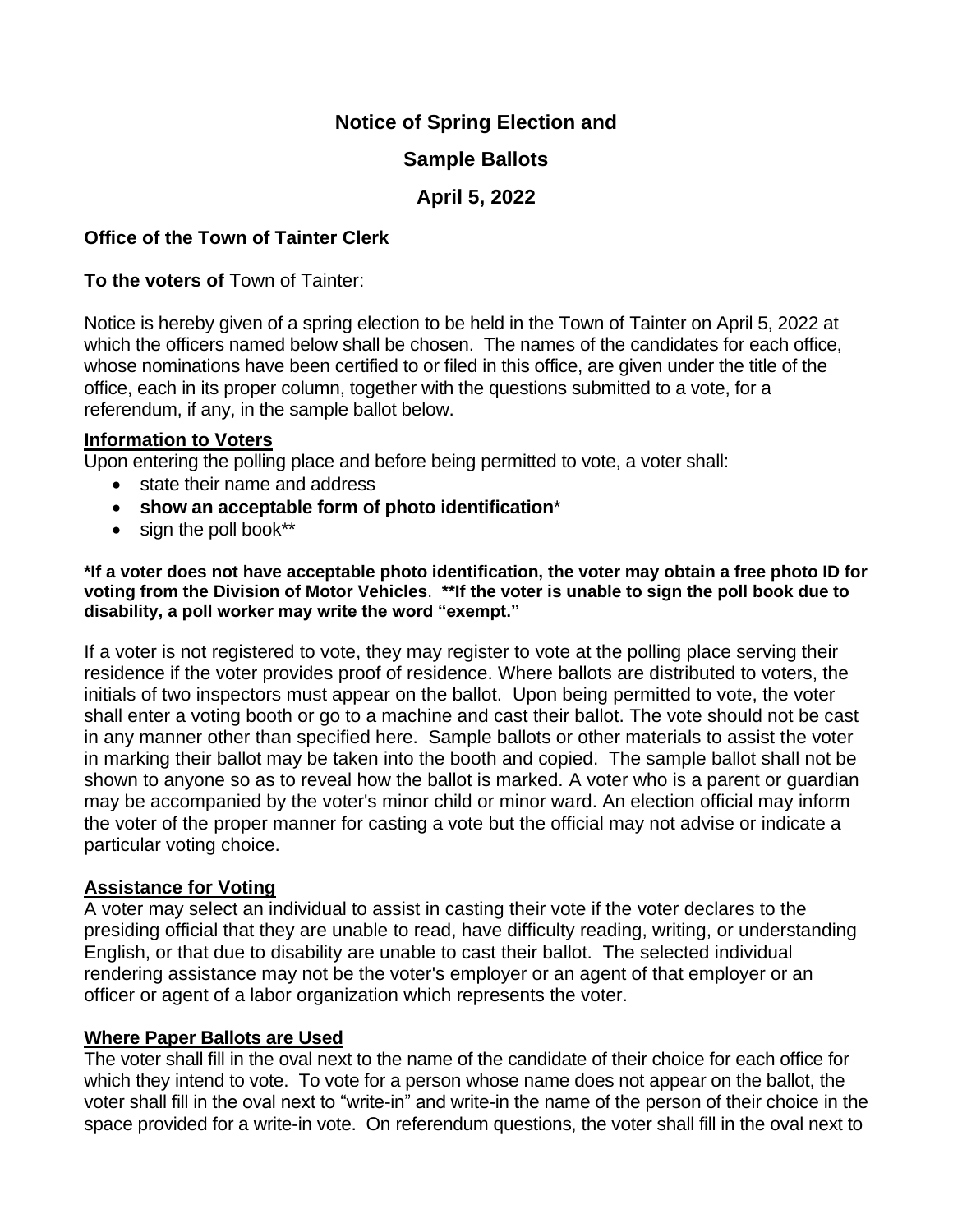# Notice of Spring Election and

# Sample Ballots

# April 5, 2022

**Office of the Town of Tainter Clerk**

**To the voters of** Town of Tainter:

Notice is hereby given of a spring election to be held in the Town of Tainter on April 5, 2022 at which the officers named below shall be chosen. The names of the candidates for each office, whose nominations have been certified to or filed in this office, are given under the title of the office, each in its proper column, together with the questions submitted to a vote, for a referendum, if any, in the sample ballot below.

## Information to Voters

Upon entering the polling place and before being permitted to vote, a voter shall:

- state their name and address
- **show an acceptable form of photo identification***
- sign the poll book**

***If a voter does not have acceptable photo identification, the voter may obtain a free photo ID for voting from the Division of Motor Vehicles**. ****If the voter is unable to sign the poll book due to disability, a poll worker may write the word "exempt."**

If a voter is not registered to vote, they may register to vote at the polling place serving their residence if the voter provides proof of residence. Where ballots are distributed to voters, the initials of two inspectors must appear on the ballot. Upon being permitted to vote, the voter shall enter a voting booth or go to a machine and cast their ballot. The vote should not be cast in any manner other than specified here. Sample ballots or other materials to assist the voter in marking their ballot may be taken into the booth and copied. The sample ballot shall not be shown to anyone so as to reveal how the ballot is marked. A voter who is a parent or guardian may be accompanied by the voter's minor child or minor ward. An election official may inform the voter of the proper manner for casting a vote but the official may not advise or indicate a particular voting choice.

## Assistance for Voting

A voter may select an individual to assist in casting their vote if the voter declares to the presiding official that they are unable to read, have difficulty reading, writing, or understanding English, or that due to disability are unable to cast their ballot. The selected individual rendering assistance may not be the voter's employer or an agent of that employer or an officer or agent of a labor organization which represents the voter.

## Where Paper Ballots are Used

The voter shall fill in the oval next to the name of the candidate of their choice for each office for which they intend to vote. To vote for a person whose name does not appear on the ballot, the voter shall fill in the oval next to "write-in" and write-in the name of the person of their choice in the space provided for a write-in vote. On referendum questions, the voter shall fill in the oval next to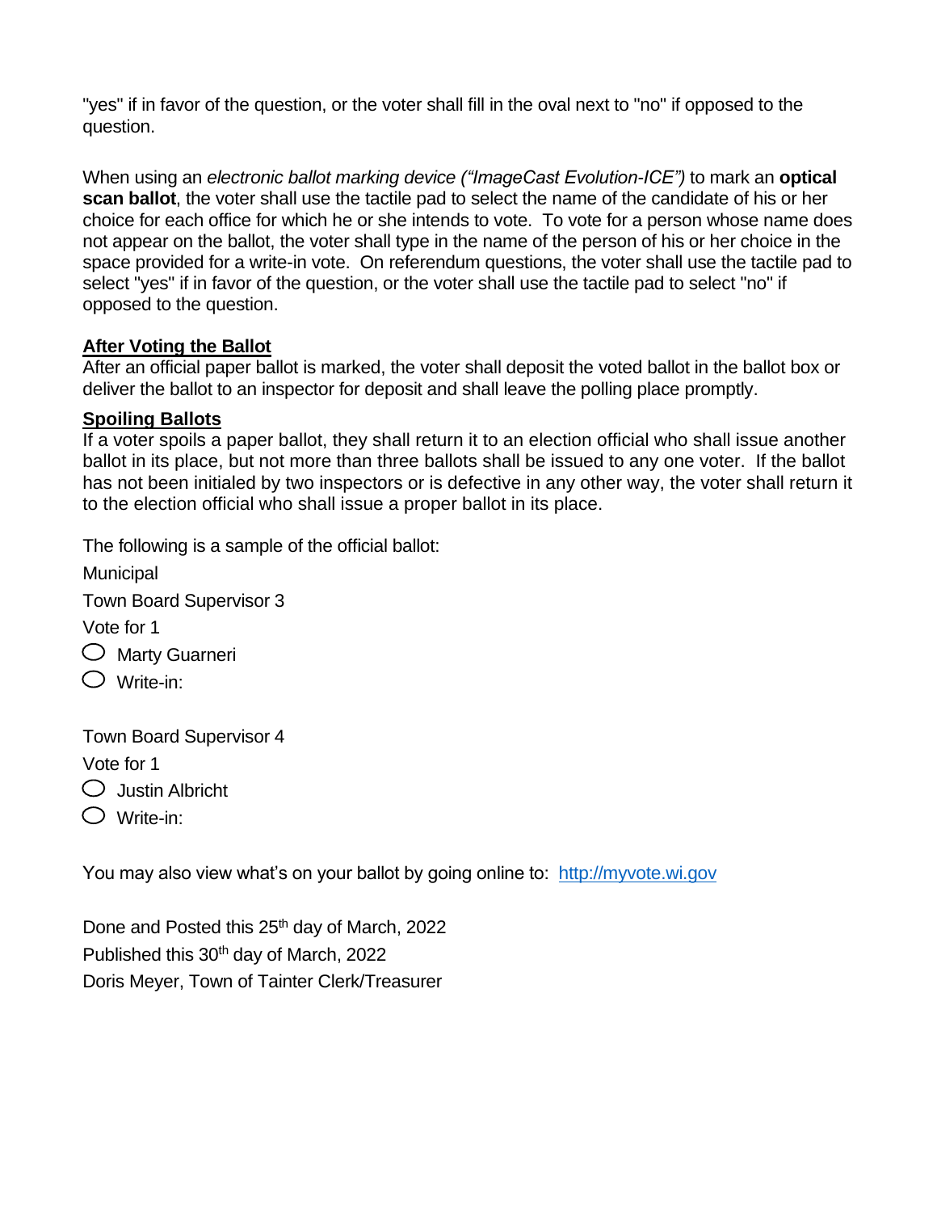"yes" if in favor of the question, or the voter shall fill in the oval next to "no" if opposed to the question.

When using an *electronic ballot marking device ("ImageCast Evolution-ICE")* to mark an **optical scan ballot**, the voter shall use the tactile pad to select the name of the candidate of his or her choice for each office for which he or she intends to vote. To vote for a person whose name does not appear on the ballot, the voter shall type in the name of the person of his or her choice in the space provided for a write-in vote. On referendum questions, the voter shall use the tactile pad to select "yes" if in favor of the question, or the voter shall use the tactile pad to select "no" if opposed to the question.

**After Voting the Ballot**

After an official paper ballot is marked, the voter shall deposit the voted ballot in the ballot box or deliver the ballot to an inspector for deposit and shall leave the polling place promptly.

**Spoiling Ballots**

If a voter spoils a paper ballot, they shall return it to an election official who shall issue another ballot in its place, but not more than three ballots shall be issued to any one voter. If the ballot has not been initialed by two inspectors or is defective in any other way, the voter shall return it to the election official who shall issue a proper ballot in its place.

The following is a sample of the official ballot:

Municipal

Town Board Supervisor 3

Vote for 1

- ◯ Marty Guarneri
- ◯ Write-in:

Town Board Supervisor 4

Vote for 1

- ◯ Justin Albricht
- ◯ Write-in:

You may also view what's on your ballot by going online to: http://myvote.wi.gov

Done and Posted this 25th day of March, 2022
Published this 30th day of March, 2022
Doris Meyer, Town of Tainter Clerk/Treasurer